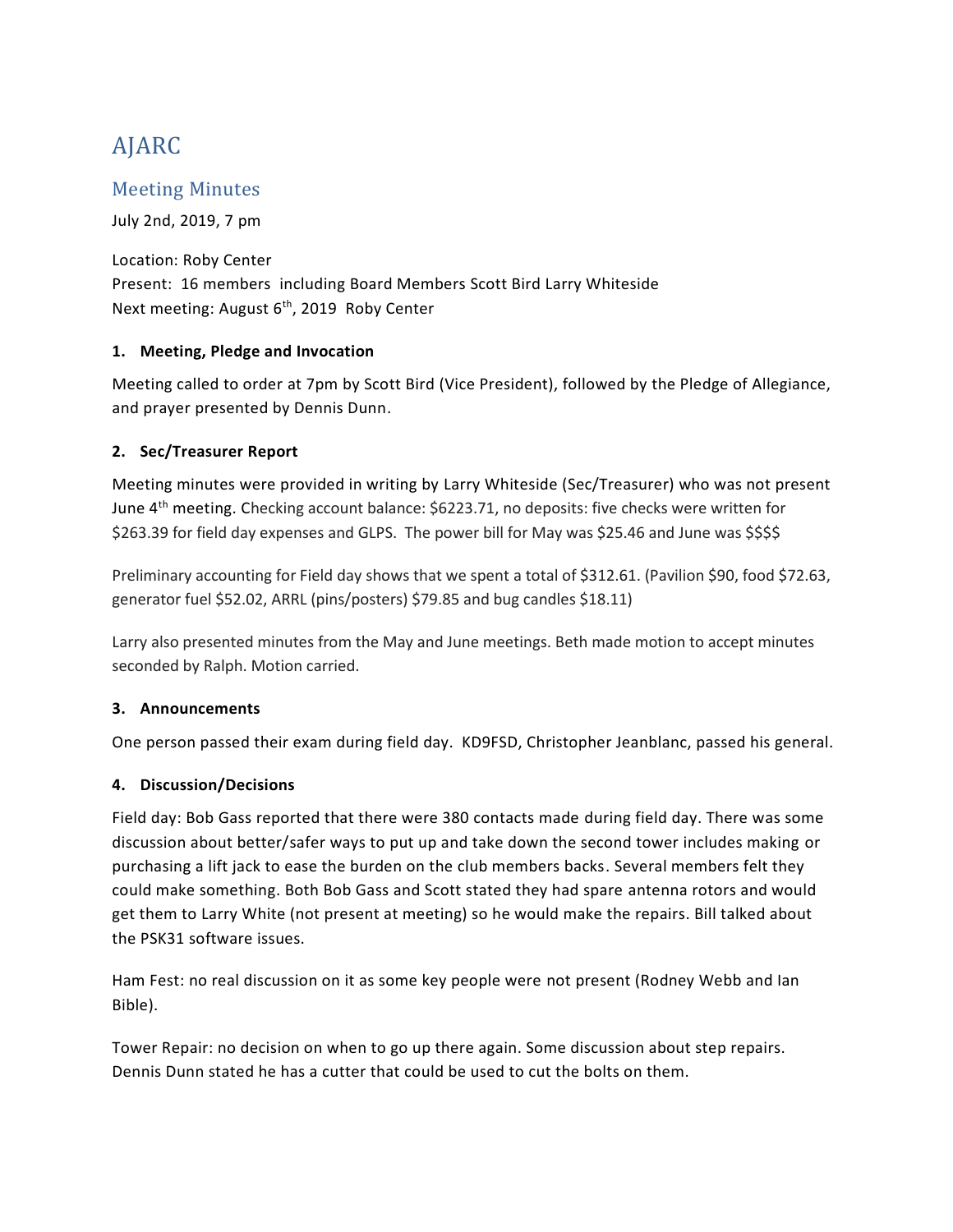# AJARC

## Meeting Minutes

July 2nd, 2019, 7 pm

Location: Roby Center
Present: 16 members including Board Members Scott Bird Larry Whiteside
Next meeting: August 6th, 2019 Roby Center

**1. Meeting, Pledge and Invocation**

Meeting called to order at 7pm by Scott Bird (Vice President), followed by the Pledge of Allegiance, and prayer presented by Dennis Dunn.

**2. Sec/Treasurer Report**

Meeting minutes were provided in writing by Larry Whiteside (Sec/Treasurer) who was not present June 4th meeting. Checking account balance: $6223.71, no deposits: five checks were written for $263.39 for field day expenses and GLPS. The power bill for May was $25.46 and June was $$$$

Preliminary accounting for Field day shows that we spent a total of $312.61. (Pavilion $90, food $72.63, generator fuel $52.02, ARRL (pins/posters) $79.85 and bug candles $18.11)

Larry also presented minutes from the May and June meetings. Beth made motion to accept minutes seconded by Ralph. Motion carried.

**3. Announcements**

One person passed their exam during field day. KD9FSD, Christopher Jeanblanc, passed his general.

**4. Discussion/Decisions**

Field day: Bob Gass reported that there were 380 contacts made during field day. There was some discussion about better/safer ways to put up and take down the second tower includes making or purchasing a lift jack to ease the burden on the club members backs. Several members felt they could make something. Both Bob Gass and Scott stated they had spare antenna rotors and would get them to Larry White (not present at meeting) so he would make the repairs. Bill talked about the PSK31 software issues.

Ham Fest: no real discussion on it as some key people were not present (Rodney Webb and Ian Bible).

Tower Repair: no decision on when to go up there again. Some discussion about step repairs. Dennis Dunn stated he has a cutter that could be used to cut the bolts on them.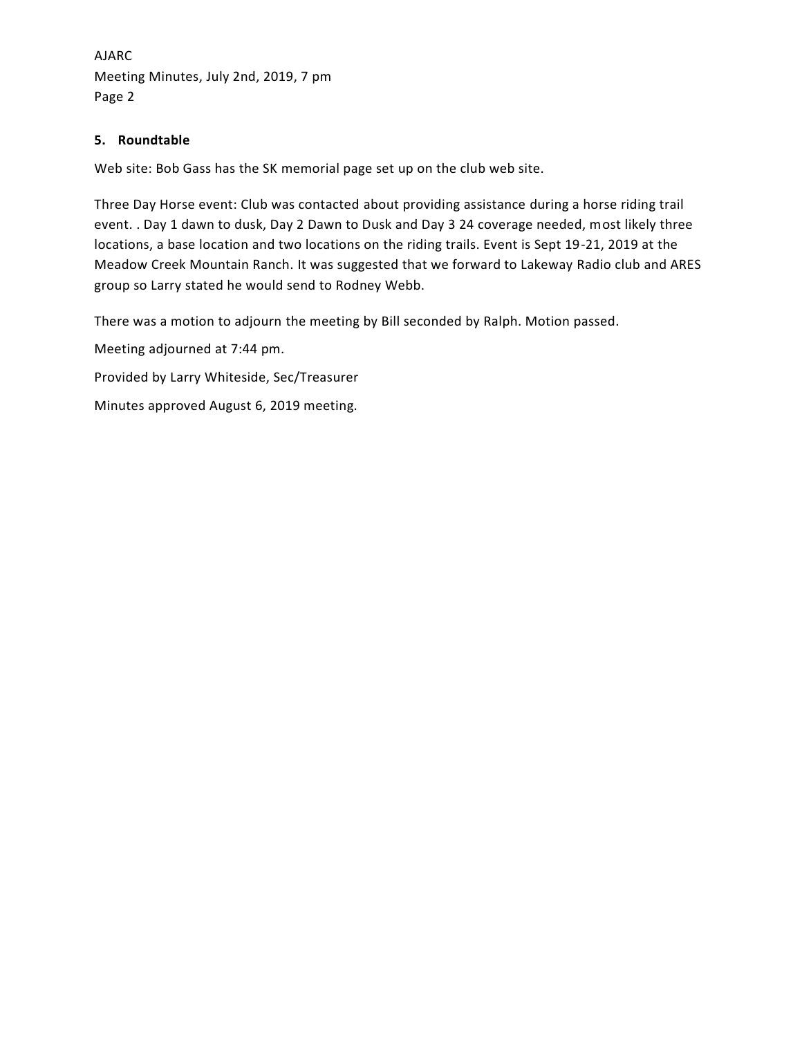## 5. Roundtable

Web site: Bob Gass has the SK memorial page set up on the club web site.

Three Day Horse event: Club was contacted about providing assistance during a horse riding trail event. . Day 1 dawn to dusk, Day 2 Dawn to Dusk and Day 3 24 coverage needed, most likely three locations, a base location and two locations on the riding trails. Event is Sept 19-21, 2019 at the Meadow Creek Mountain Ranch. It was suggested that we forward to Lakeway Radio club and ARES group so Larry stated he would send to Rodney Webb.

There was a motion to adjourn the meeting by Bill seconded by Ralph. Motion passed.

Meeting adjourned at 7:44 pm.

Provided by Larry Whiteside, Sec/Treasurer

Minutes approved August 6, 2019 meeting.